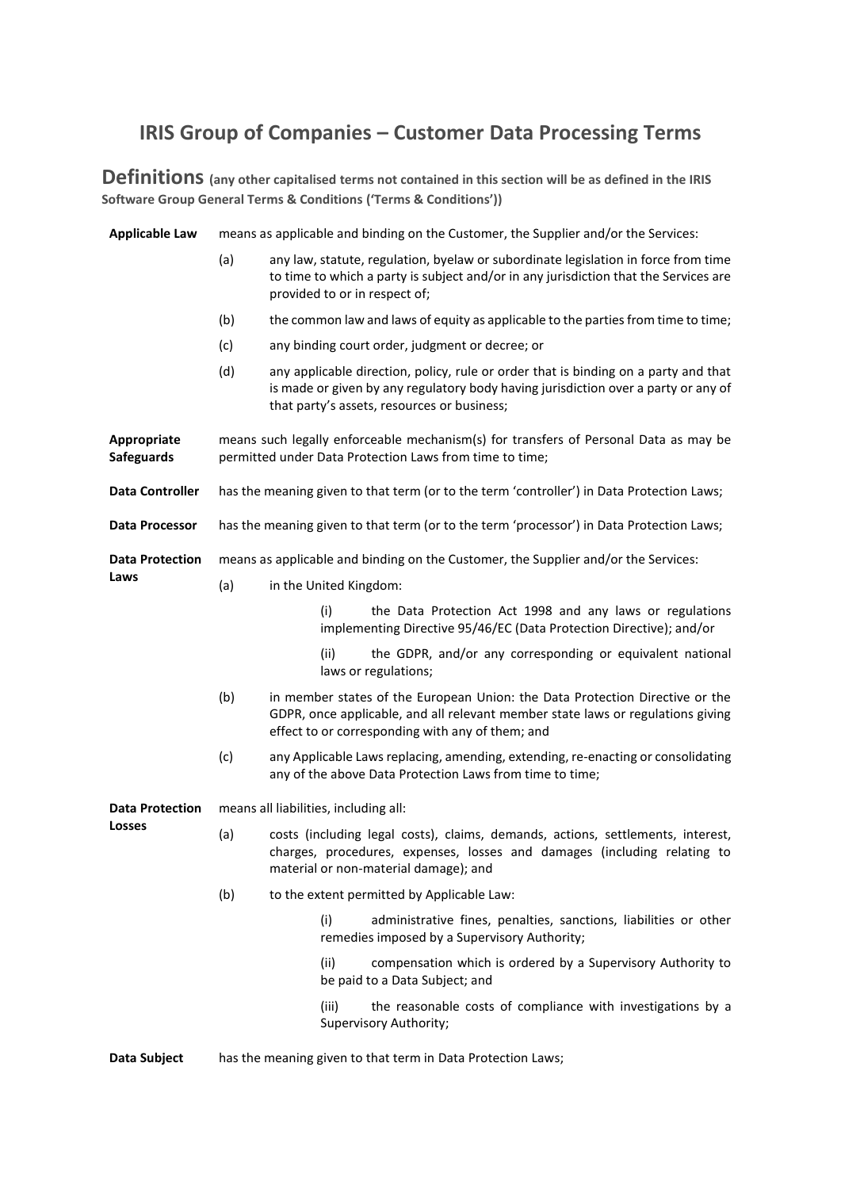# IRIS Group of Companies – Customer Data Processing Terms

## Definitions **(any other capitalised terms not contained in this section will be as defined in the IRIS Software Group General Terms & Conditions ('Terms & Conditions'))**

**Applicable Law** means as applicable and binding on the Customer, the Supplier and/or the Services:

(a) any law, statute, regulation, byelaw or subordinate legislation in force from time to time to which a party is subject and/or in any jurisdiction that the Services are provided to or in respect of;

(b) the common law and laws of equity as applicable to the parties from time to time;

(c) any binding court order, judgment or decree; or

(d) any applicable direction, policy, rule or order that is binding on a party and that is made or given by any regulatory body having jurisdiction over a party or any of that party's assets, resources or business;

**Appropriate Safeguards** means such legally enforceable mechanism(s) for transfers of Personal Data as may be permitted under Data Protection Laws from time to time;

**Data Controller** has the meaning given to that term (or to the term 'controller') in Data Protection Laws;

**Data Processor** has the meaning given to that term (or to the term 'processor') in Data Protection Laws;

**Data Protection Laws** means as applicable and binding on the Customer, the Supplier and/or the Services:

(a) in the United Kingdom:

(i) the Data Protection Act 1998 and any laws or regulations implementing Directive 95/46/EC (Data Protection Directive); and/or

(ii) the GDPR, and/or any corresponding or equivalent national laws or regulations;

(b) in member states of the European Union: the Data Protection Directive or the GDPR, once applicable, and all relevant member state laws or regulations giving effect to or corresponding with any of them; and

(c) any Applicable Laws replacing, amending, extending, re-enacting or consolidating any of the above Data Protection Laws from time to time;

**Data Protection Losses** means all liabilities, including all:

(a) costs (including legal costs), claims, demands, actions, settlements, interest, charges, procedures, expenses, losses and damages (including relating to material or non-material damage); and

(b) to the extent permitted by Applicable Law:

(i) administrative fines, penalties, sanctions, liabilities or other remedies imposed by a Supervisory Authority;

(ii) compensation which is ordered by a Supervisory Authority to be paid to a Data Subject; and

(iii) the reasonable costs of compliance with investigations by a Supervisory Authority;

**Data Subject** has the meaning given to that term in Data Protection Laws;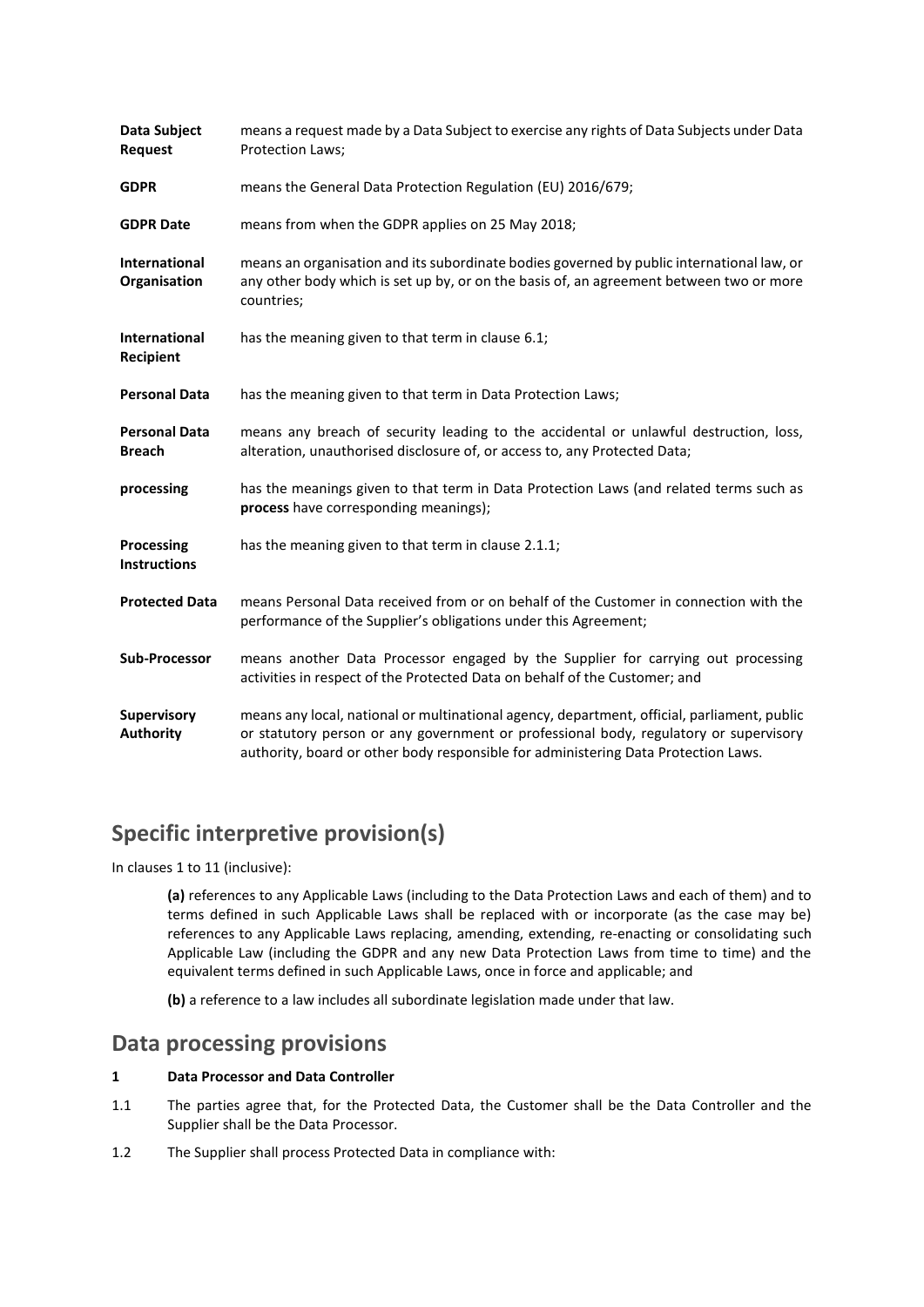| | |
|---|---|
| **Data Subject Request** | means a request made by a Data Subject to exercise any rights of Data Subjects under Data Protection Laws; |
| **GDPR** | means the General Data Protection Regulation (EU) 2016/679; |
| **GDPR Date** | means from when the GDPR applies on 25 May 2018; |
| **International Organisation** | means an organisation and its subordinate bodies governed by public international law, or any other body which is set up by, or on the basis of, an agreement between two or more countries; |
| **International Recipient** | has the meaning given to that term in clause 6.1; |
| **Personal Data** | has the meaning given to that term in Data Protection Laws; |
| **Personal Data Breach** | means any breach of security leading to the accidental or unlawful destruction, loss, alteration, unauthorised disclosure of, or access to, any Protected Data; |
| **processing** | has the meanings given to that term in Data Protection Laws (and related terms such as **process** have corresponding meanings); |
| **Processing Instructions** | has the meaning given to that term in clause 2.1.1; |
| **Protected Data** | means Personal Data received from or on behalf of the Customer in connection with the performance of the Supplier's obligations under this Agreement; |
| **Sub-Processor** | means another Data Processor engaged by the Supplier for carrying out processing activities in respect of the Protected Data on behalf of the Customer; and |
| **Supervisory Authority** | means any local, national or multinational agency, department, official, parliament, public or statutory person or any government or professional body, regulatory or supervisory authority, board or other body responsible for administering Data Protection Laws. |

## Specific interpretive provision(s)

In clauses 1 to 11 (inclusive):

**(a)** references to any Applicable Laws (including to the Data Protection Laws and each of them) and to terms defined in such Applicable Laws shall be replaced with or incorporate (as the case may be) references to any Applicable Laws replacing, amending, extending, re-enacting or consolidating such Applicable Law (including the GDPR and any new Data Protection Laws from time to time) and the equivalent terms defined in such Applicable Laws, once in force and applicable; and

**(b)** a reference to a law includes all subordinate legislation made under that law.

## Data processing provisions

**1 Data Processor and Data Controller**

1.1 The parties agree that, for the Protected Data, the Customer shall be the Data Controller and the Supplier shall be the Data Processor.

1.2 The Supplier shall process Protected Data in compliance with: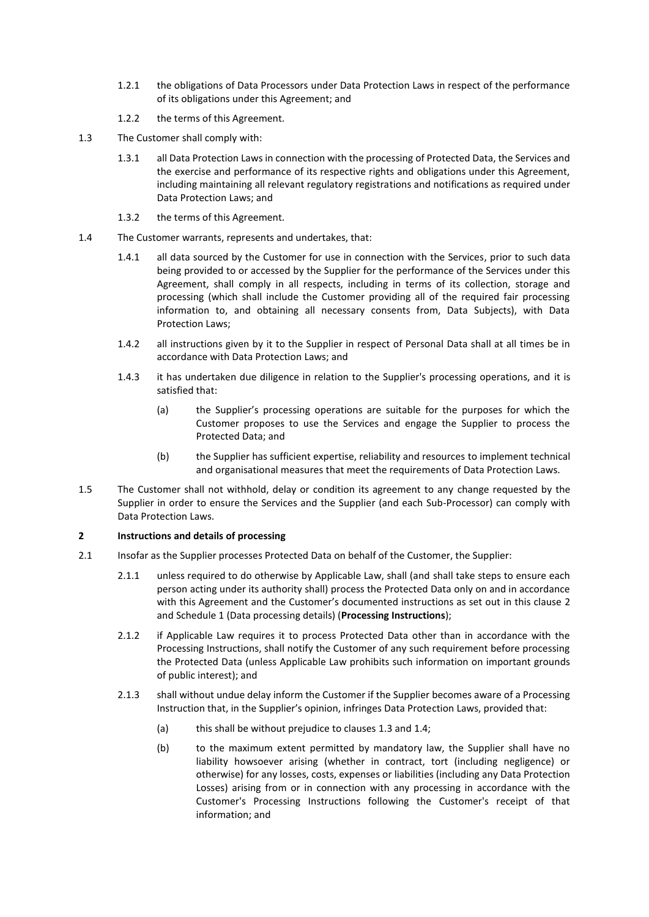1.2.1 the obligations of Data Processors under Data Protection Laws in respect of the performance of its obligations under this Agreement; and

1.2.2 the terms of this Agreement.

1.3 The Customer shall comply with:

1.3.1 all Data Protection Laws in connection with the processing of Protected Data, the Services and the exercise and performance of its respective rights and obligations under this Agreement, including maintaining all relevant regulatory registrations and notifications as required under Data Protection Laws; and

1.3.2 the terms of this Agreement.

1.4 The Customer warrants, represents and undertakes, that:

1.4.1 all data sourced by the Customer for use in connection with the Services, prior to such data being provided to or accessed by the Supplier for the performance of the Services under this Agreement, shall comply in all respects, including in terms of its collection, storage and processing (which shall include the Customer providing all of the required fair processing information to, and obtaining all necessary consents from, Data Subjects), with Data Protection Laws;

1.4.2 all instructions given by it to the Supplier in respect of Personal Data shall at all times be in accordance with Data Protection Laws; and

1.4.3 it has undertaken due diligence in relation to the Supplier's processing operations, and it is satisfied that:

(a) the Supplier's processing operations are suitable for the purposes for which the Customer proposes to use the Services and engage the Supplier to process the Protected Data; and

(b) the Supplier has sufficient expertise, reliability and resources to implement technical and organisational measures that meet the requirements of Data Protection Laws.

1.5 The Customer shall not withhold, delay or condition its agreement to any change requested by the Supplier in order to ensure the Services and the Supplier (and each Sub-Processor) can comply with Data Protection Laws.

**2 Instructions and details of processing**

2.1 Insofar as the Supplier processes Protected Data on behalf of the Customer, the Supplier:

2.1.1 unless required to do otherwise by Applicable Law, shall (and shall take steps to ensure each person acting under its authority shall) process the Protected Data only on and in accordance with this Agreement and the Customer's documented instructions as set out in this clause 2 and Schedule 1 (Data processing details) (**Processing Instructions**);

2.1.2 if Applicable Law requires it to process Protected Data other than in accordance with the Processing Instructions, shall notify the Customer of any such requirement before processing the Protected Data (unless Applicable Law prohibits such information on important grounds of public interest); and

2.1.3 shall without undue delay inform the Customer if the Supplier becomes aware of a Processing Instruction that, in the Supplier's opinion, infringes Data Protection Laws, provided that:

(a) this shall be without prejudice to clauses 1.3 and 1.4;

(b) to the maximum extent permitted by mandatory law, the Supplier shall have no liability howsoever arising (whether in contract, tort (including negligence) or otherwise) for any losses, costs, expenses or liabilities (including any Data Protection Losses) arising from or in connection with any processing in accordance with the Customer's Processing Instructions following the Customer's receipt of that information; and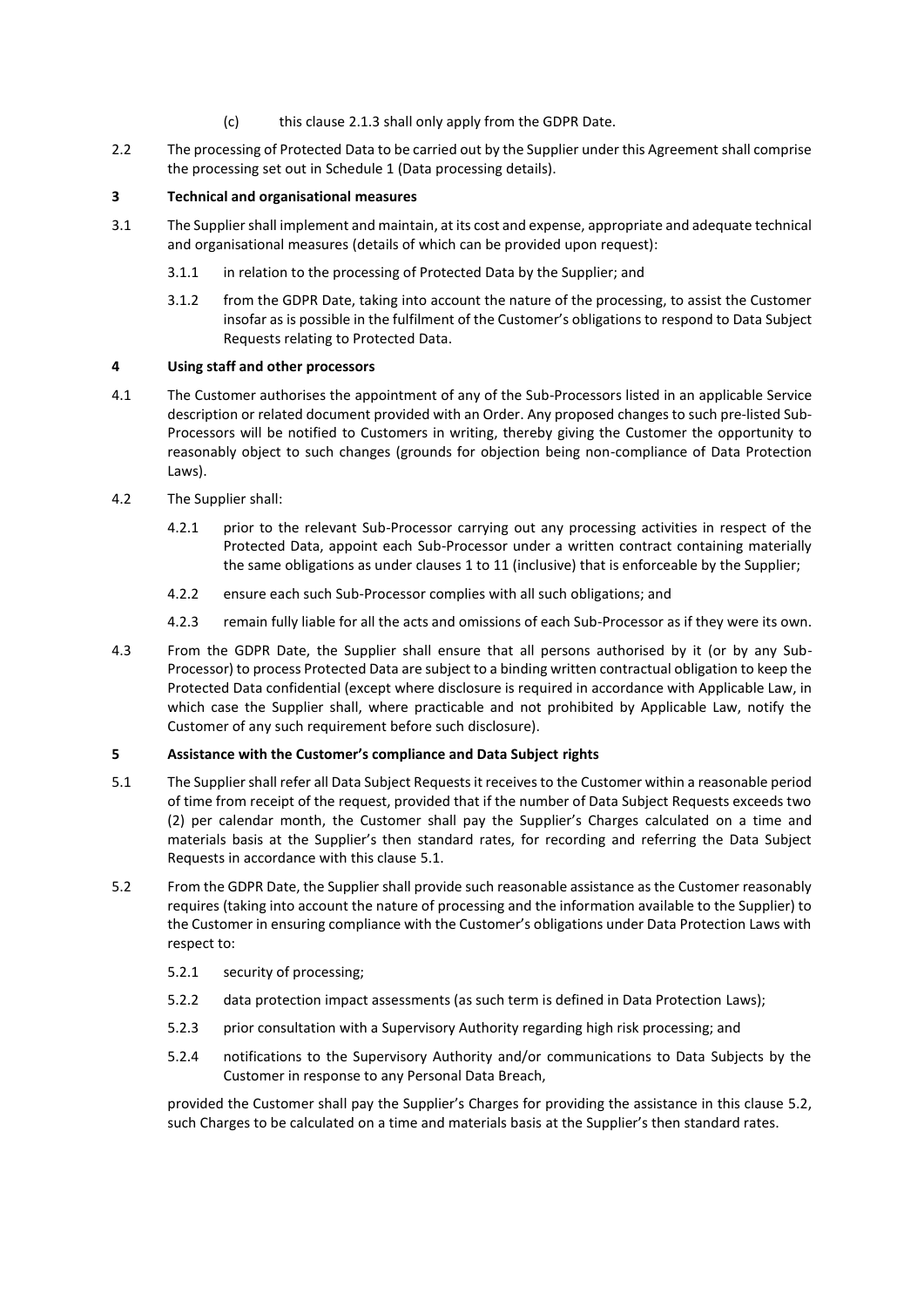(c) this clause 2.1.3 shall only apply from the GDPR Date.

2.2 The processing of Protected Data to be carried out by the Supplier under this Agreement shall comprise the processing set out in Schedule 1 (Data processing details).

**3 Technical and organisational measures**

3.1 The Supplier shall implement and maintain, at its cost and expense, appropriate and adequate technical and organisational measures (details of which can be provided upon request):

3.1.1 in relation to the processing of Protected Data by the Supplier; and

3.1.2 from the GDPR Date, taking into account the nature of the processing, to assist the Customer insofar as is possible in the fulfilment of the Customer's obligations to respond to Data Subject Requests relating to Protected Data.

**4 Using staff and other processors**

4.1 The Customer authorises the appointment of any of the Sub-Processors listed in an applicable Service description or related document provided with an Order. Any proposed changes to such pre-listed Sub-Processors will be notified to Customers in writing, thereby giving the Customer the opportunity to reasonably object to such changes (grounds for objection being non-compliance of Data Protection Laws).

4.2 The Supplier shall:

4.2.1 prior to the relevant Sub-Processor carrying out any processing activities in respect of the Protected Data, appoint each Sub-Processor under a written contract containing materially the same obligations as under clauses 1 to 11 (inclusive) that is enforceable by the Supplier;

4.2.2 ensure each such Sub-Processor complies with all such obligations; and

4.2.3 remain fully liable for all the acts and omissions of each Sub-Processor as if they were its own.

4.3 From the GDPR Date, the Supplier shall ensure that all persons authorised by it (or by any Sub-Processor) to process Protected Data are subject to a binding written contractual obligation to keep the Protected Data confidential (except where disclosure is required in accordance with Applicable Law, in which case the Supplier shall, where practicable and not prohibited by Applicable Law, notify the Customer of any such requirement before such disclosure).

**5 Assistance with the Customer's compliance and Data Subject rights**

5.1 The Supplier shall refer all Data Subject Requests it receives to the Customer within a reasonable period of time from receipt of the request, provided that if the number of Data Subject Requests exceeds two (2) per calendar month, the Customer shall pay the Supplier's Charges calculated on a time and materials basis at the Supplier's then standard rates, for recording and referring the Data Subject Requests in accordance with this clause 5.1.

5.2 From the GDPR Date, the Supplier shall provide such reasonable assistance as the Customer reasonably requires (taking into account the nature of processing and the information available to the Supplier) to the Customer in ensuring compliance with the Customer's obligations under Data Protection Laws with respect to:

5.2.1 security of processing;

5.2.2 data protection impact assessments (as such term is defined in Data Protection Laws);

5.2.3 prior consultation with a Supervisory Authority regarding high risk processing; and

5.2.4 notifications to the Supervisory Authority and/or communications to Data Subjects by the Customer in response to any Personal Data Breach,

provided the Customer shall pay the Supplier's Charges for providing the assistance in this clause 5.2, such Charges to be calculated on a time and materials basis at the Supplier's then standard rates.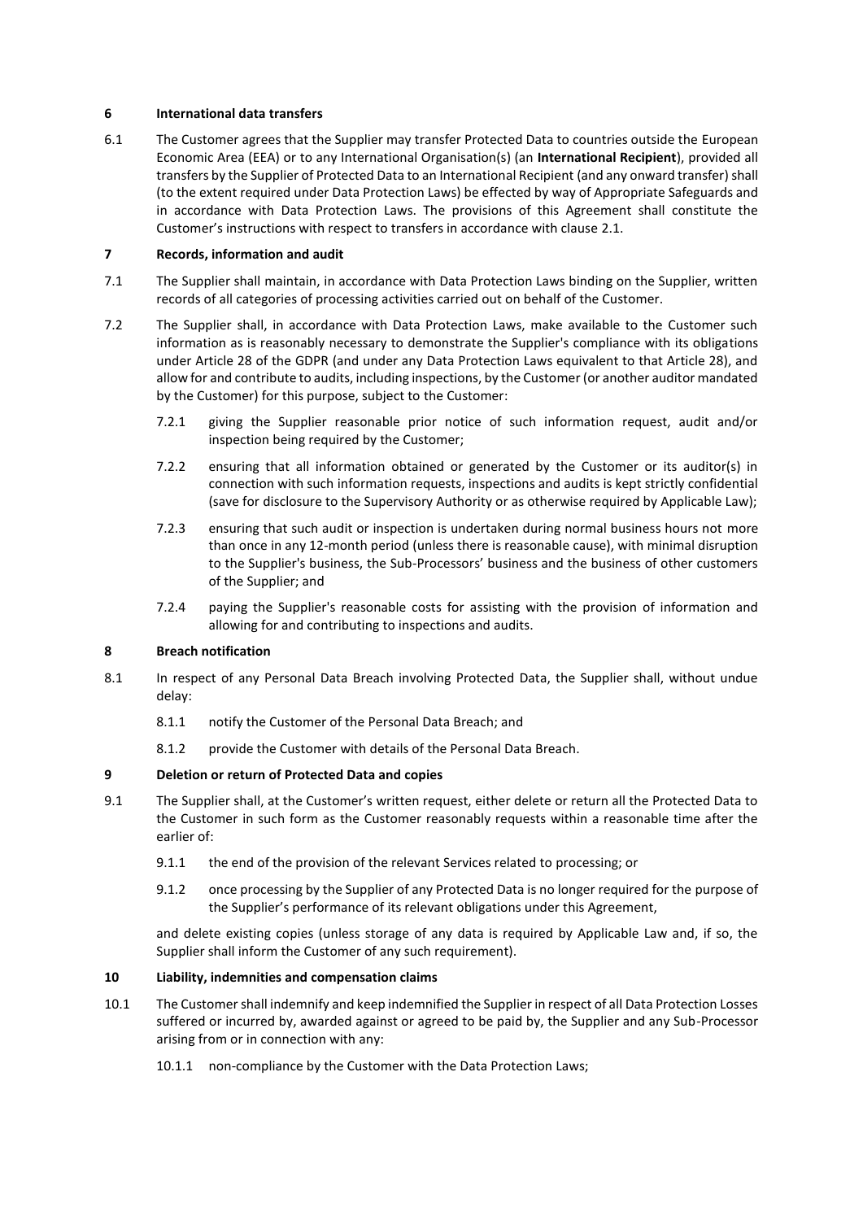## 6 International data transfers

6.1 The Customer agrees that the Supplier may transfer Protected Data to countries outside the European Economic Area (EEA) or to any International Organisation(s) (an **International Recipient**), provided all transfers by the Supplier of Protected Data to an International Recipient (and any onward transfer) shall (to the extent required under Data Protection Laws) be effected by way of Appropriate Safeguards and in accordance with Data Protection Laws. The provisions of this Agreement shall constitute the Customer's instructions with respect to transfers in accordance with clause 2.1.

## 7 Records, information and audit

7.1 The Supplier shall maintain, in accordance with Data Protection Laws binding on the Supplier, written records of all categories of processing activities carried out on behalf of the Customer.

7.2 The Supplier shall, in accordance with Data Protection Laws, make available to the Customer such information as is reasonably necessary to demonstrate the Supplier's compliance with its obligations under Article 28 of the GDPR (and under any Data Protection Laws equivalent to that Article 28), and allow for and contribute to audits, including inspections, by the Customer (or another auditor mandated by the Customer) for this purpose, subject to the Customer:

7.2.1 giving the Supplier reasonable prior notice of such information request, audit and/or inspection being required by the Customer;

7.2.2 ensuring that all information obtained or generated by the Customer or its auditor(s) in connection with such information requests, inspections and audits is kept strictly confidential (save for disclosure to the Supervisory Authority or as otherwise required by Applicable Law);

7.2.3 ensuring that such audit or inspection is undertaken during normal business hours not more than once in any 12-month period (unless there is reasonable cause), with minimal disruption to the Supplier's business, the Sub-Processors' business and the business of other customers of the Supplier; and

7.2.4 paying the Supplier's reasonable costs for assisting with the provision of information and allowing for and contributing to inspections and audits.

## 8 Breach notification

8.1 In respect of any Personal Data Breach involving Protected Data, the Supplier shall, without undue delay:

8.1.1 notify the Customer of the Personal Data Breach; and

8.1.2 provide the Customer with details of the Personal Data Breach.

## 9 Deletion or return of Protected Data and copies

9.1 The Supplier shall, at the Customer's written request, either delete or return all the Protected Data to the Customer in such form as the Customer reasonably requests within a reasonable time after the earlier of:

9.1.1 the end of the provision of the relevant Services related to processing; or

9.1.2 once processing by the Supplier of any Protected Data is no longer required for the purpose of the Supplier's performance of its relevant obligations under this Agreement,

and delete existing copies (unless storage of any data is required by Applicable Law and, if so, the Supplier shall inform the Customer of any such requirement).

## 10 Liability, indemnities and compensation claims

10.1 The Customer shall indemnify and keep indemnified the Supplier in respect of all Data Protection Losses suffered or incurred by, awarded against or agreed to be paid by, the Supplier and any Sub-Processor arising from or in connection with any:

10.1.1 non-compliance by the Customer with the Data Protection Laws;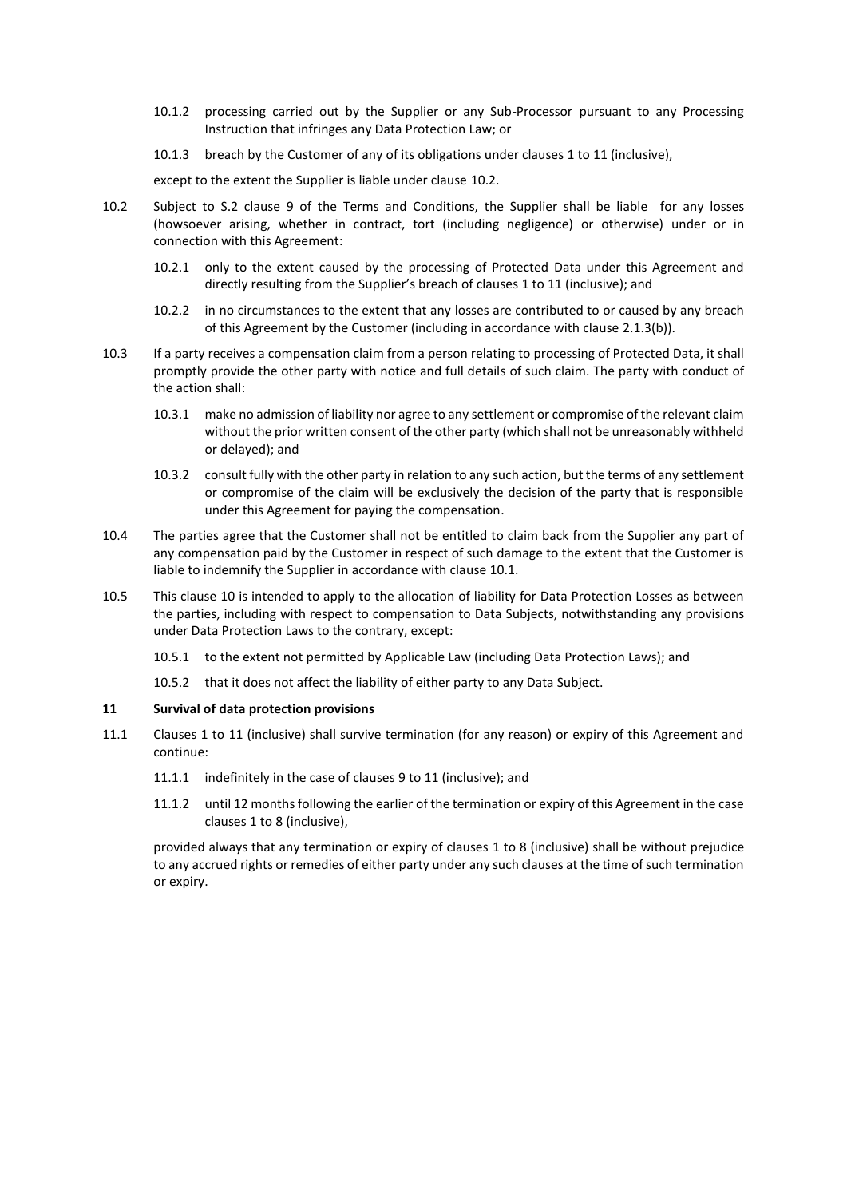10.1.2 processing carried out by the Supplier or any Sub-Processor pursuant to any Processing Instruction that infringes any Data Protection Law; or

10.1.3 breach by the Customer of any of its obligations under clauses 1 to 11 (inclusive),

except to the extent the Supplier is liable under clause 10.2.

10.2 Subject to S.2 clause 9 of the Terms and Conditions, the Supplier shall be liable for any losses (howsoever arising, whether in contract, tort (including negligence) or otherwise) under or in connection with this Agreement:

10.2.1 only to the extent caused by the processing of Protected Data under this Agreement and directly resulting from the Supplier's breach of clauses 1 to 11 (inclusive); and

10.2.2 in no circumstances to the extent that any losses are contributed to or caused by any breach of this Agreement by the Customer (including in accordance with clause 2.1.3(b)).

10.3 If a party receives a compensation claim from a person relating to processing of Protected Data, it shall promptly provide the other party with notice and full details of such claim. The party with conduct of the action shall:

10.3.1 make no admission of liability nor agree to any settlement or compromise of the relevant claim without the prior written consent of the other party (which shall not be unreasonably withheld or delayed); and

10.3.2 consult fully with the other party in relation to any such action, but the terms of any settlement or compromise of the claim will be exclusively the decision of the party that is responsible under this Agreement for paying the compensation.

10.4 The parties agree that the Customer shall not be entitled to claim back from the Supplier any part of any compensation paid by the Customer in respect of such damage to the extent that the Customer is liable to indemnify the Supplier in accordance with clause 10.1.

10.5 This clause 10 is intended to apply to the allocation of liability for Data Protection Losses as between the parties, including with respect to compensation to Data Subjects, notwithstanding any provisions under Data Protection Laws to the contrary, except:

10.5.1 to the extent not permitted by Applicable Law (including Data Protection Laws); and

10.5.2 that it does not affect the liability of either party to any Data Subject.

**11 Survival of data protection provisions**

11.1 Clauses 1 to 11 (inclusive) shall survive termination (for any reason) or expiry of this Agreement and continue:

11.1.1 indefinitely in the case of clauses 9 to 11 (inclusive); and

11.1.2 until 12 months following the earlier of the termination or expiry of this Agreement in the case clauses 1 to 8 (inclusive),

provided always that any termination or expiry of clauses 1 to 8 (inclusive) shall be without prejudice to any accrued rights or remedies of either party under any such clauses at the time of such termination or expiry.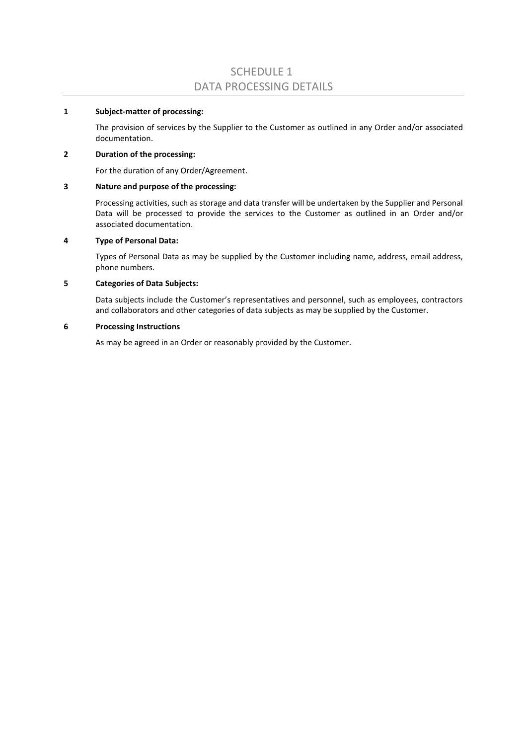# SCHEDULE 1
# DATA PROCESSING DETAILS

**1 Subject-matter of processing:**

The provision of services by the Supplier to the Customer as outlined in any Order and/or associated documentation.

**2 Duration of the processing:**

For the duration of any Order/Agreement.

**3 Nature and purpose of the processing:**

Processing activities, such as storage and data transfer will be undertaken by the Supplier and Personal Data will be processed to provide the services to the Customer as outlined in an Order and/or associated documentation.

**4 Type of Personal Data:**

Types of Personal Data as may be supplied by the Customer including name, address, email address, phone numbers.

**5 Categories of Data Subjects:**

Data subjects include the Customer's representatives and personnel, such as employees, contractors and collaborators and other categories of data subjects as may be supplied by the Customer.

**6 Processing Instructions**

As may be agreed in an Order or reasonably provided by the Customer.